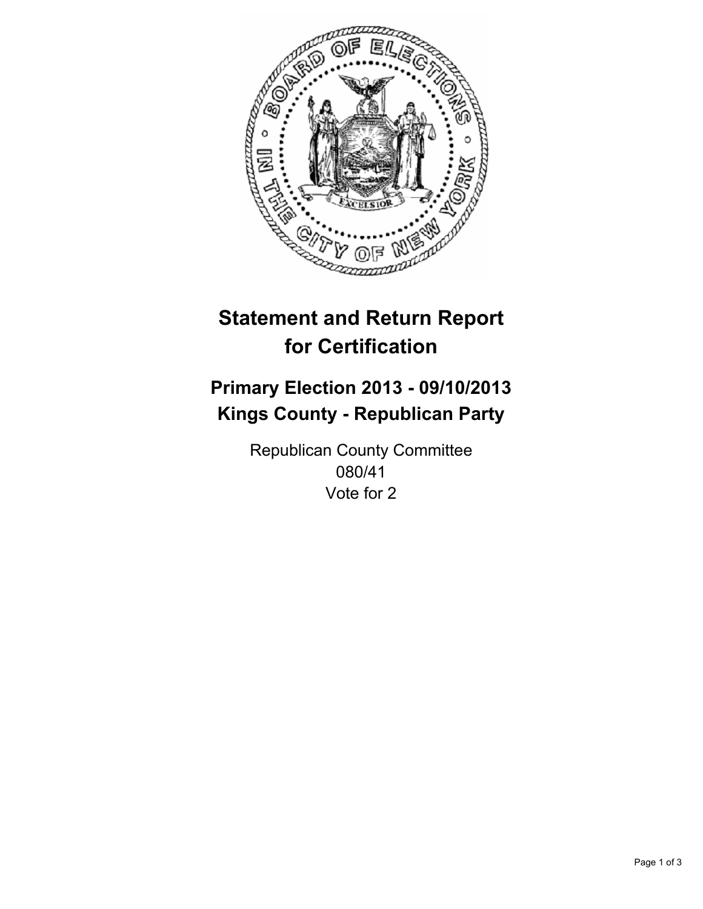# Statement and Return Report for Certification

## Primary Election 2013 - 09/10/2013
## Kings County - Republican Party

Republican County Committee
080/41
Vote for 2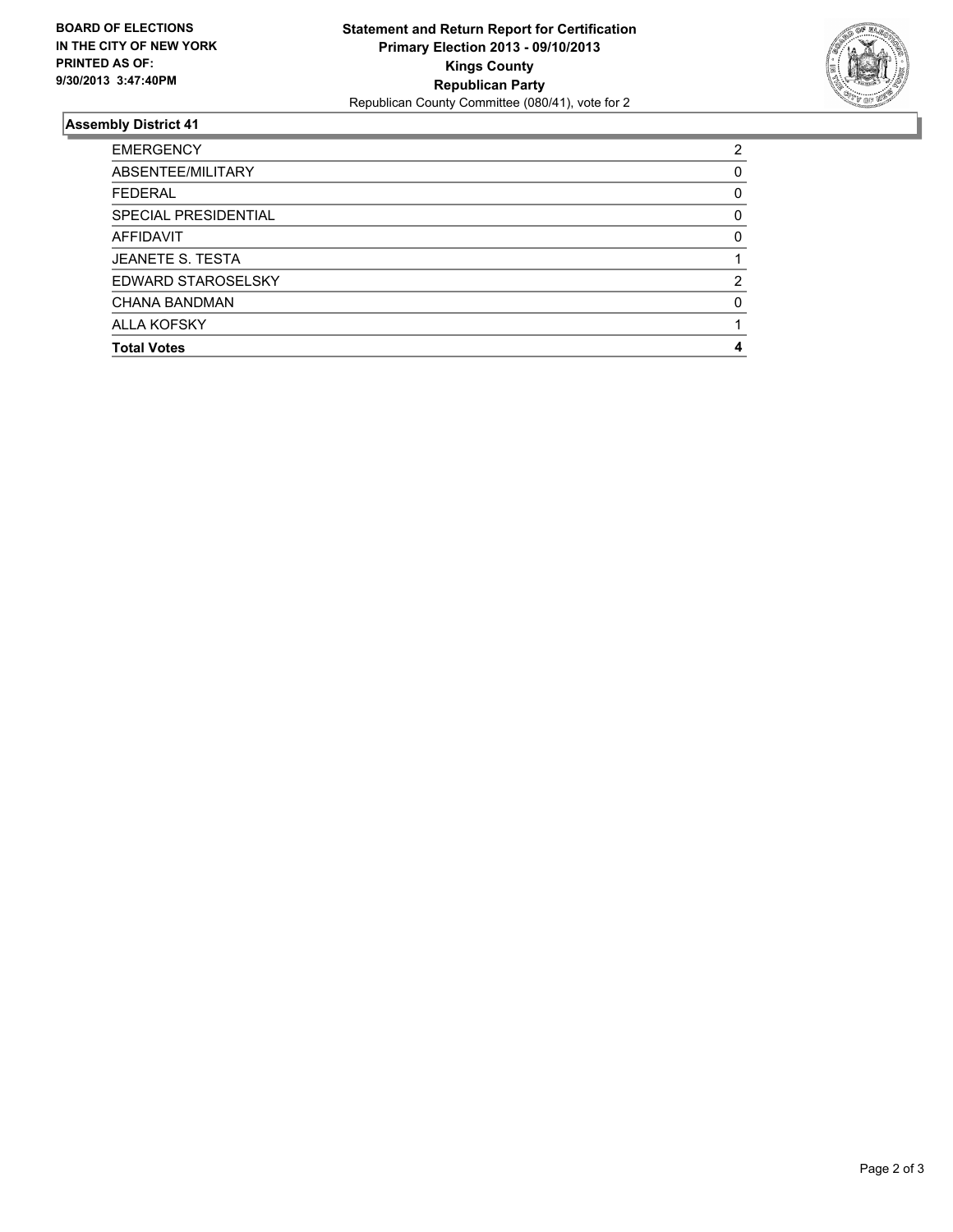**BOARD OF ELECTIONS IN THE CITY OF NEW YORK PRINTED AS OF: 9/30/2013 3:47:40PM**

**Statement and Return Report for Certification**
**Primary Election 2013 - 09/10/2013**
**Kings County**
**Republican Party**
Republican County Committee (080/41), vote for 2

## Assembly District 41

| | |
|---|---|
| EMERGENCY | 2 |
| ABSENTEE/MILITARY | 0 |
| FEDERAL | 0 |
| SPECIAL PRESIDENTIAL | 0 |
| AFFIDAVIT | 0 |
| JEANETE S. TESTA | 1 |
| EDWARD STAROSELSKY | 2 |
| CHANA BANDMAN | 0 |
| ALLA KOFSKY | 1 |
| **Total Votes** | **4** |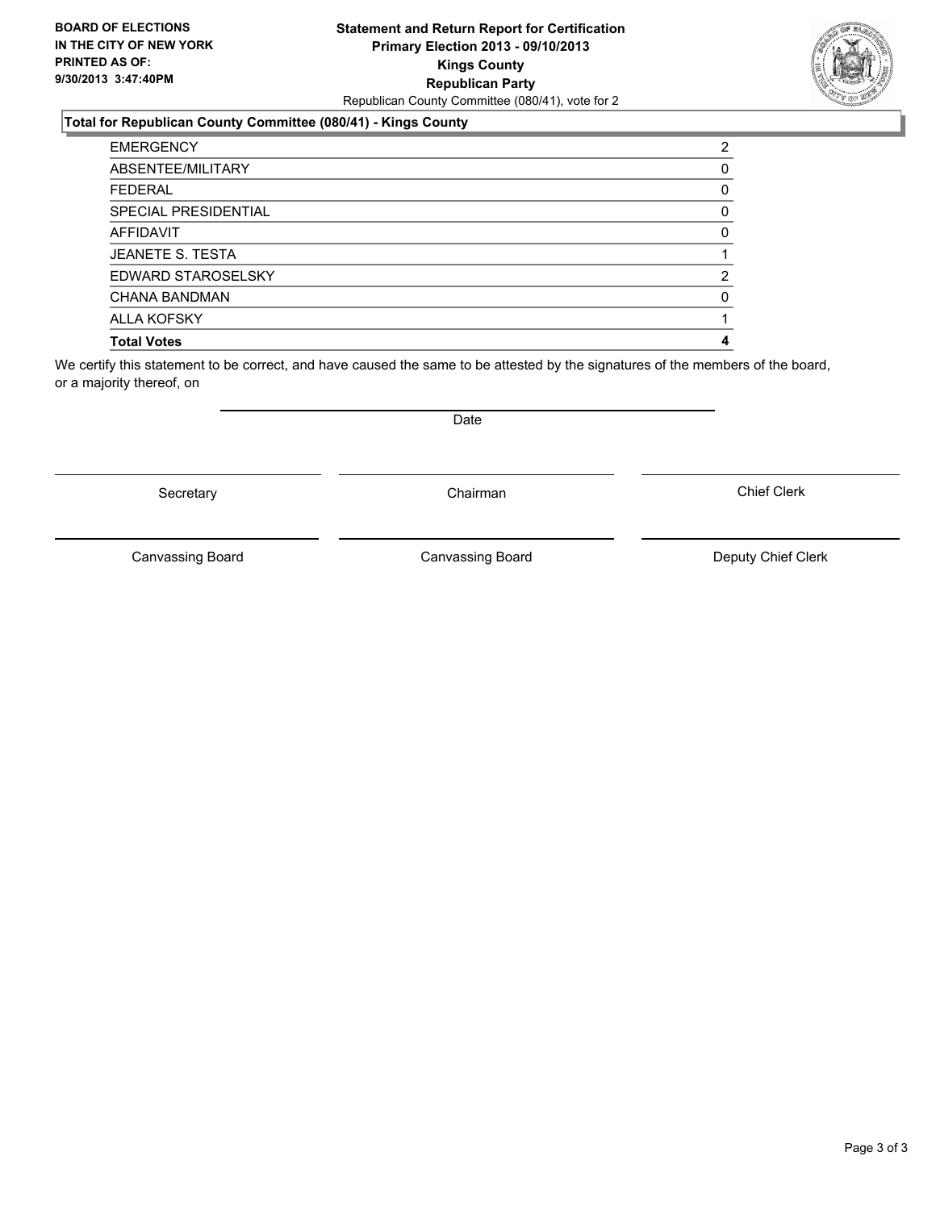**BOARD OF ELECTIONS IN THE CITY OF NEW YORK PRINTED AS OF: 9/30/2013 3:47:40PM**

**Statement and Return Report for Certification**
**Primary Election 2013 - 09/10/2013**
**Kings County**
**Republican Party**
Republican County Committee (080/41), vote for 2

**Total for Republican County Committee (080/41) - Kings County**

| | |
|---|---|
| EMERGENCY | 2 |
| ABSENTEE/MILITARY | 0 |
| FEDERAL | 0 |
| SPECIAL PRESIDENTIAL | 0 |
| AFFIDAVIT | 0 |
| JEANETE S. TESTA | 1 |
| EDWARD STAROSELSKY | 2 |
| CHANA BANDMAN | 0 |
| ALLA KOFSKY | 1 |
| **Total Votes** | **4** |

We certify this statement to be correct, and have caused the same to be attested by the signatures of the members of the board, or a majority thereof, on

Date

Secretary

Chairman

Chief Clerk

Canvassing Board

Canvassing Board

Deputy Chief Clerk